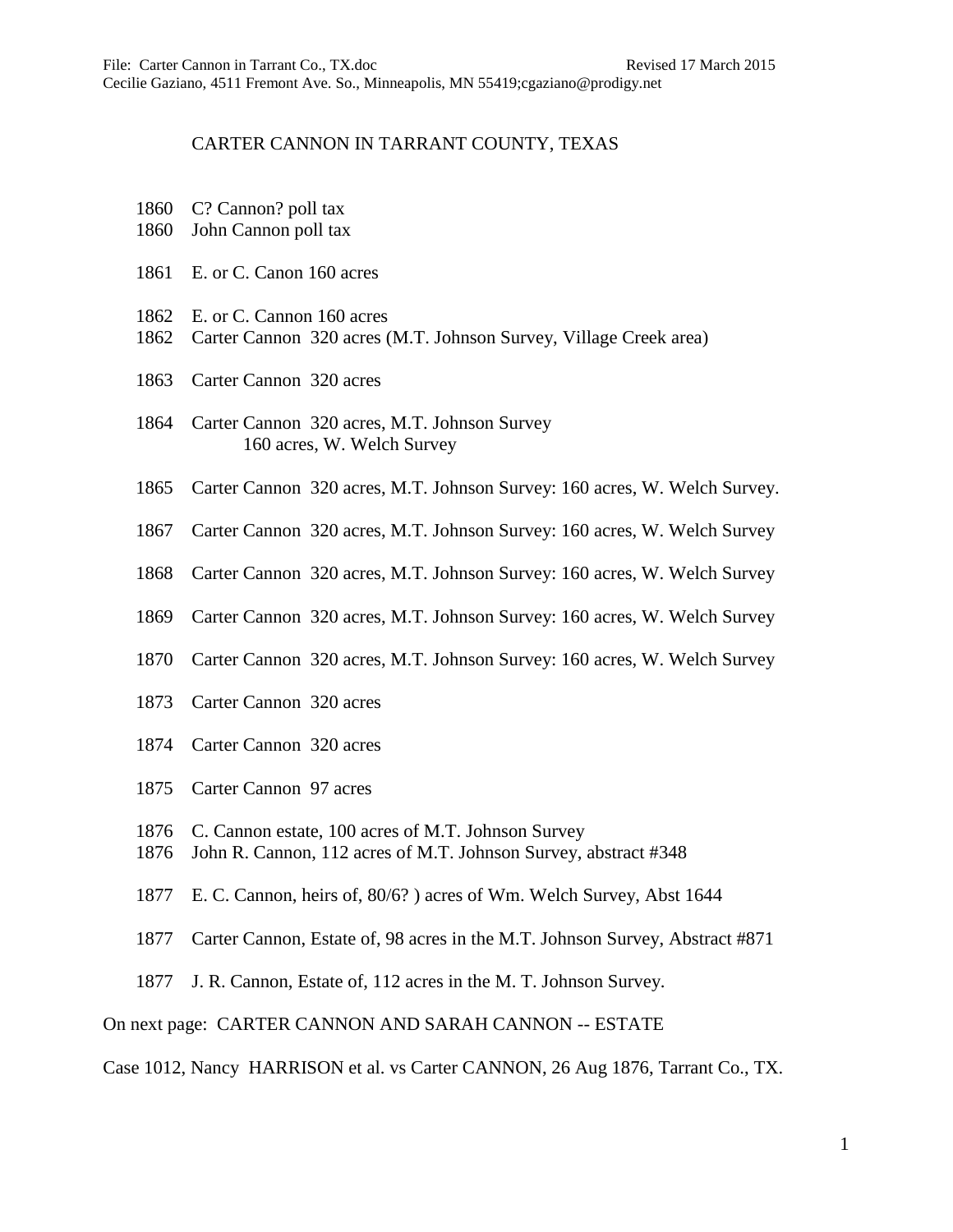File: Carter Cannon in Tarrant Co., TX.doc Revised 17 March 2015
Cecilie Gaziano, 4511 Fremont Ave. So., Minneapolis, MN 55419;cgaziano@prodigy.net

# CARTER CANNON IN TARRANT COUNTY, TEXAS

1860 C? Cannon? poll tax
1860 John Cannon poll tax

1861 E. or C. Canon 160 acres

1862 E. or C. Cannon 160 acres
1862 Carter Cannon 320 acres (M.T. Johnson Survey, Village Creek area)

1863 Carter Cannon 320 acres

1864 Carter Cannon 320 acres, M.T. Johnson Survey
160 acres, W. Welch Survey

1865 Carter Cannon 320 acres, M.T. Johnson Survey: 160 acres, W. Welch Survey.

1867 Carter Cannon 320 acres, M.T. Johnson Survey: 160 acres, W. Welch Survey

1868 Carter Cannon 320 acres, M.T. Johnson Survey: 160 acres, W. Welch Survey

1869 Carter Cannon 320 acres, M.T. Johnson Survey: 160 acres, W. Welch Survey

1870 Carter Cannon 320 acres, M.T. Johnson Survey: 160 acres, W. Welch Survey

1873 Carter Cannon 320 acres

1874 Carter Cannon 320 acres

1875 Carter Cannon 97 acres

1876 C. Cannon estate, 100 acres of M.T. Johnson Survey
1876 John R. Cannon, 112 acres of M.T. Johnson Survey, abstract #348

1877 E. C. Cannon, heirs of, 80/6? ) acres of Wm. Welch Survey, Abst 1644

1877 Carter Cannon, Estate of, 98 acres in the M.T. Johnson Survey, Abstract #871

1877 J. R. Cannon, Estate of, 112 acres in the M. T. Johnson Survey.

On next page: CARTER CANNON AND SARAH CANNON -- ESTATE

Case 1012, Nancy HARRISON et al. vs Carter CANNON, 26 Aug 1876, Tarrant Co., TX.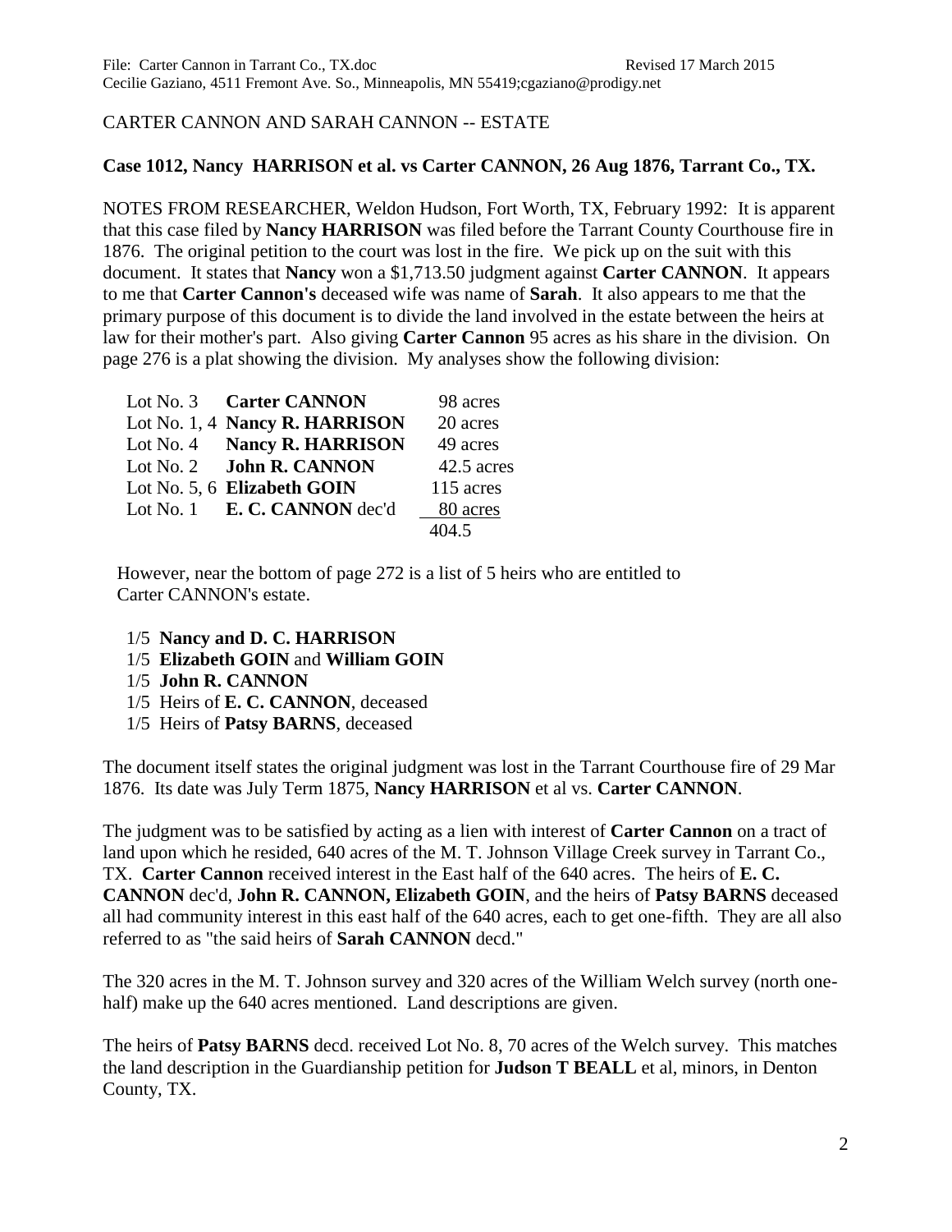File: Carter Cannon in Tarrant Co., TX.doc Revised 17 March 2015
Cecilie Gaziano, 4511 Fremont Ave. So., Minneapolis, MN 55419;cgaziano@prodigy.net

CARTER CANNON AND SARAH CANNON -- ESTATE

**Case 1012, Nancy HARRISON et al. vs Carter CANNON, 26 Aug 1876, Tarrant Co., TX.**

NOTES FROM RESEARCHER, Weldon Hudson, Fort Worth, TX, February 1992: It is apparent that this case filed by **Nancy HARRISON** was filed before the Tarrant County Courthouse fire in 1876. The original petition to the court was lost in the fire. We pick up on the suit with this document. It states that **Nancy** won a $1,713.50 judgment against **Carter CANNON**. It appears to me that **Carter Cannon's** deceased wife was name of **Sarah**. It also appears to me that the primary purpose of this document is to divide the land involved in the estate between the heirs at law for their mother's part. Also giving **Carter Cannon** 95 acres as his share in the division. On page 276 is a plat showing the division. My analyses show the following division:

| | | |
|---|---|---|
| Lot No. 3 | **Carter CANNON** | 98 acres |
| Lot No. 1, 4 | **Nancy R. HARRISON** | 20 acres |
| Lot No. 4 | **Nancy R. HARRISON** | 49 acres |
| Lot No. 2 | **John R. CANNON** | 42.5 acres |
| Lot No. 5, 6 | **Elizabeth GOIN** | 115 acres |
| Lot No. 1 | **E. C. CANNON** dec'd | 80 acres |
| | | 404.5 |

However, near the bottom of page 272 is a list of 5 heirs who are entitled to Carter CANNON's estate.

1/5 **Nancy and D. C. HARRISON**
1/5 **Elizabeth GOIN** and **William GOIN**
1/5 **John R. CANNON**
1/5 Heirs of **E. C. CANNON**, deceased
1/5 Heirs of **Patsy BARNS**, deceased

The document itself states the original judgment was lost in the Tarrant Courthouse fire of 29 Mar 1876. Its date was July Term 1875, **Nancy HARRISON** et al vs. **Carter CANNON**.

The judgment was to be satisfied by acting as a lien with interest of **Carter Cannon** on a tract of land upon which he resided, 640 acres of the M. T. Johnson Village Creek survey in Tarrant Co., TX. **Carter Cannon** received interest in the East half of the 640 acres. The heirs of **E. C. CANNON** dec'd, **John R. CANNON, Elizabeth GOIN**, and the heirs of **Patsy BARNS** deceased all had community interest in this east half of the 640 acres, each to get one-fifth. They are all also referred to as "the said heirs of **Sarah CANNON** decd."

The 320 acres in the M. T. Johnson survey and 320 acres of the William Welch survey (north one-half) make up the 640 acres mentioned. Land descriptions are given.

The heirs of **Patsy BARNS** decd. received Lot No. 8, 70 acres of the Welch survey. This matches the land description in the Guardianship petition for **Judson T BEALL** et al, minors, in Denton County, TX.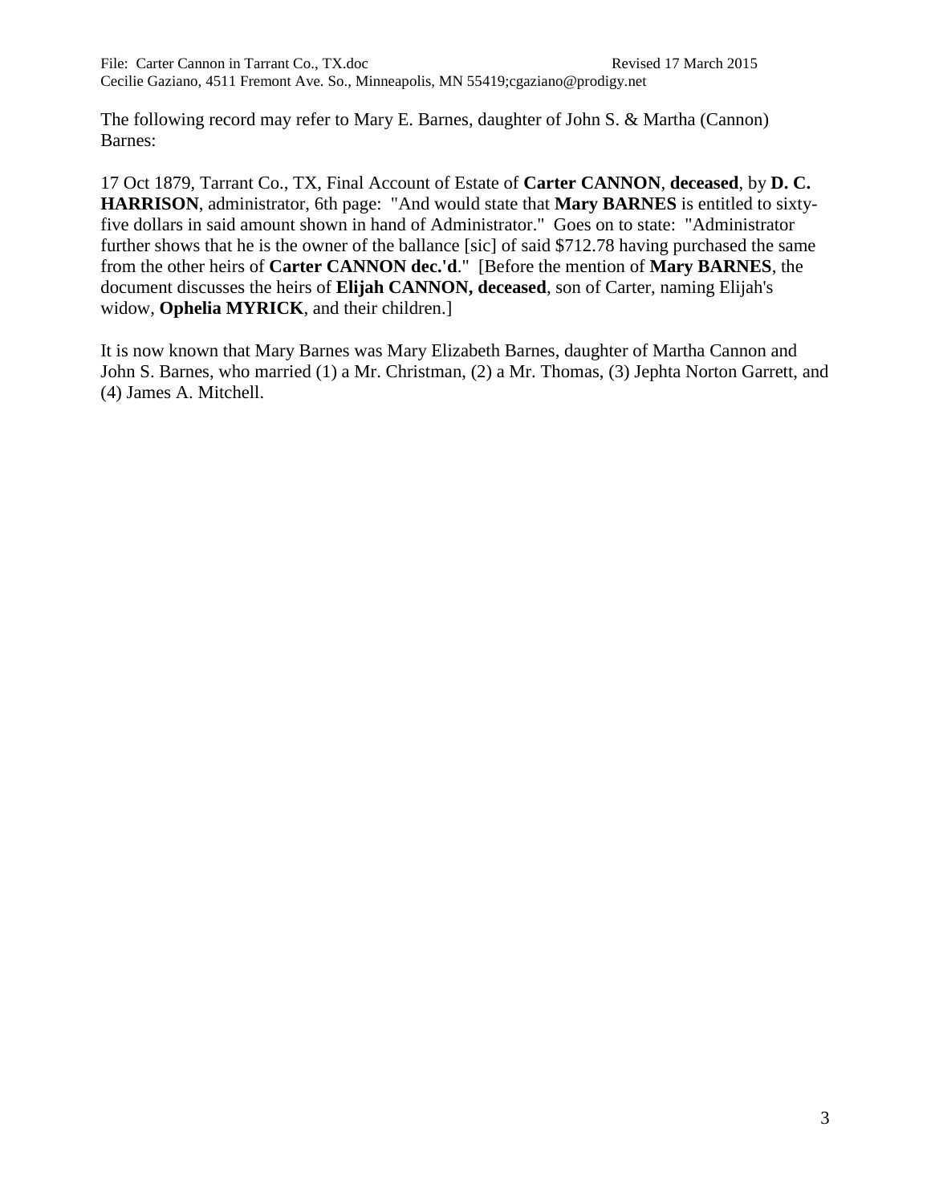The following record may refer to Mary E. Barnes, daughter of John S. & Martha (Cannon) Barnes:

17 Oct 1879, Tarrant Co., TX, Final Account of Estate of **Carter CANNON**, **deceased**, by **D. C. HARRISON**, administrator, 6th page: "And would state that **Mary BARNES** is entitled to sixty-five dollars in said amount shown in hand of Administrator." Goes on to state: "Administrator further shows that he is the owner of the ballance [sic] of said $712.78 having purchased the same from the other heirs of **Carter CANNON dec.'d**." [Before the mention of **Mary BARNES**, the document discusses the heirs of **Elijah CANNON, deceased**, son of Carter, naming Elijah's widow, **Ophelia MYRICK**, and their children.]

It is now known that Mary Barnes was Mary Elizabeth Barnes, daughter of Martha Cannon and John S. Barnes, who married (1) a Mr. Christman, (2) a Mr. Thomas, (3) Jephta Norton Garrett, and (4) James A. Mitchell.